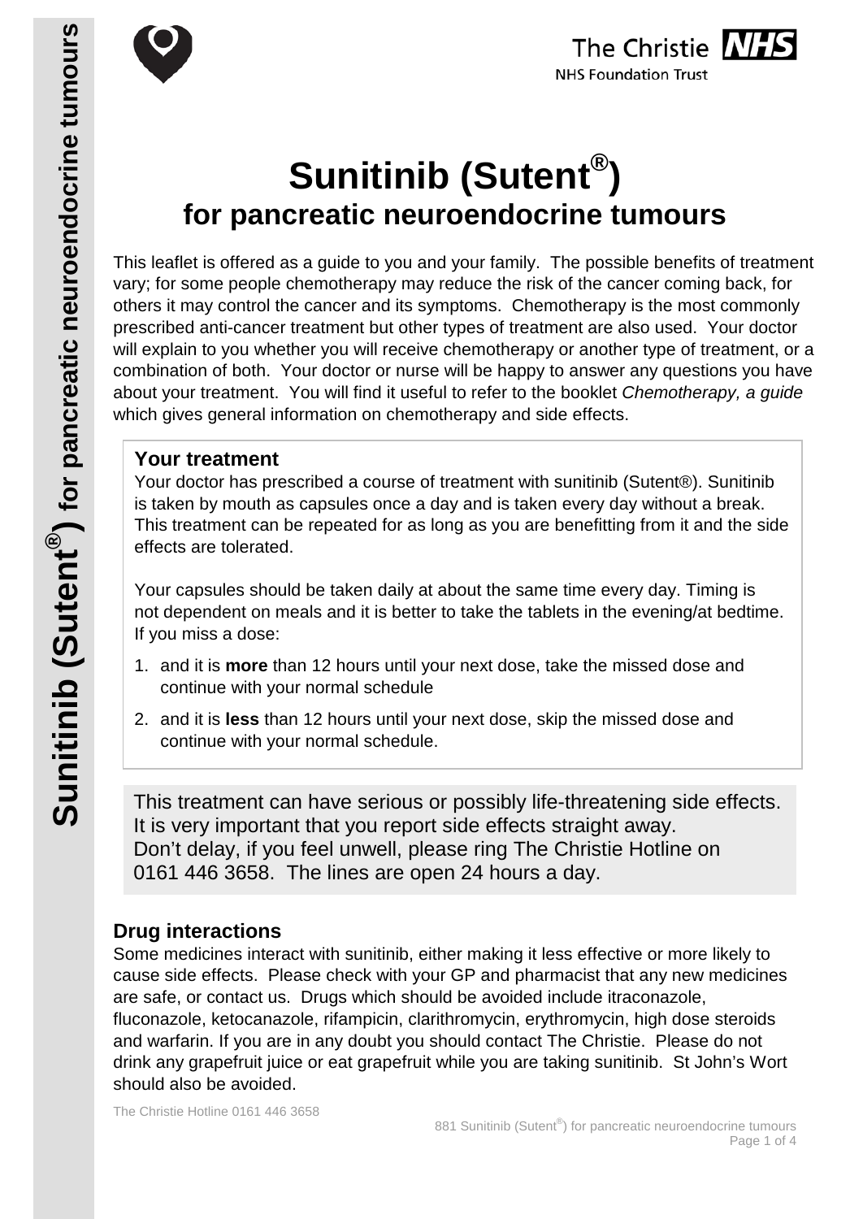# Sunitinib (Sutent®) for pancreatic neuroendocrine tumours

This leaflet is offered as a guide to you and your family. The possible benefits of treatment vary; for some people chemotherapy may reduce the risk of the cancer coming back, for others it may control the cancer and its symptoms. Chemotherapy is the most commonly prescribed anti-cancer treatment but other types of treatment are also used. Your doctor will explain to you whether you will receive chemotherapy or another type of treatment, or a combination of both. Your doctor or nurse will be happy to answer any questions you have about your treatment. You will find it useful to refer to the booklet *Chemotherapy, a guide* which gives general information on chemotherapy and side effects.

## Your treatment

Your doctor has prescribed a course of treatment with sunitinib (Sutent®). Sunitinib is taken by mouth as capsules once a day and is taken every day without a break. This treatment can be repeated for as long as you are benefitting from it and the side effects are tolerated.

Your capsules should be taken daily at about the same time every day. Timing is not dependent on meals and it is better to take the tablets in the evening/at bedtime. If you miss a dose:

1. and it is **more** than 12 hours until your next dose, take the missed dose and continue with your normal schedule
2. and it is **less** than 12 hours until your next dose, skip the missed dose and continue with your normal schedule.

This treatment can have serious or possibly life-threatening side effects. It is very important that you report side effects straight away. Don't delay, if you feel unwell, please ring The Christie Hotline on 0161 446 3658. The lines are open 24 hours a day.

## Drug interactions

Some medicines interact with sunitinib, either making it less effective or more likely to cause side effects. Please check with your GP and pharmacist that any new medicines are safe, or contact us. Drugs which should be avoided include itraconazole, fluconazole, ketocanazole, rifampicin, clarithromycin, erythromycin, high dose steroids and warfarin. If you are in any doubt you should contact The Christie. Please do not drink any grapefruit juice or eat grapefruit while you are taking sunitinib. St John's Wort should also be avoided.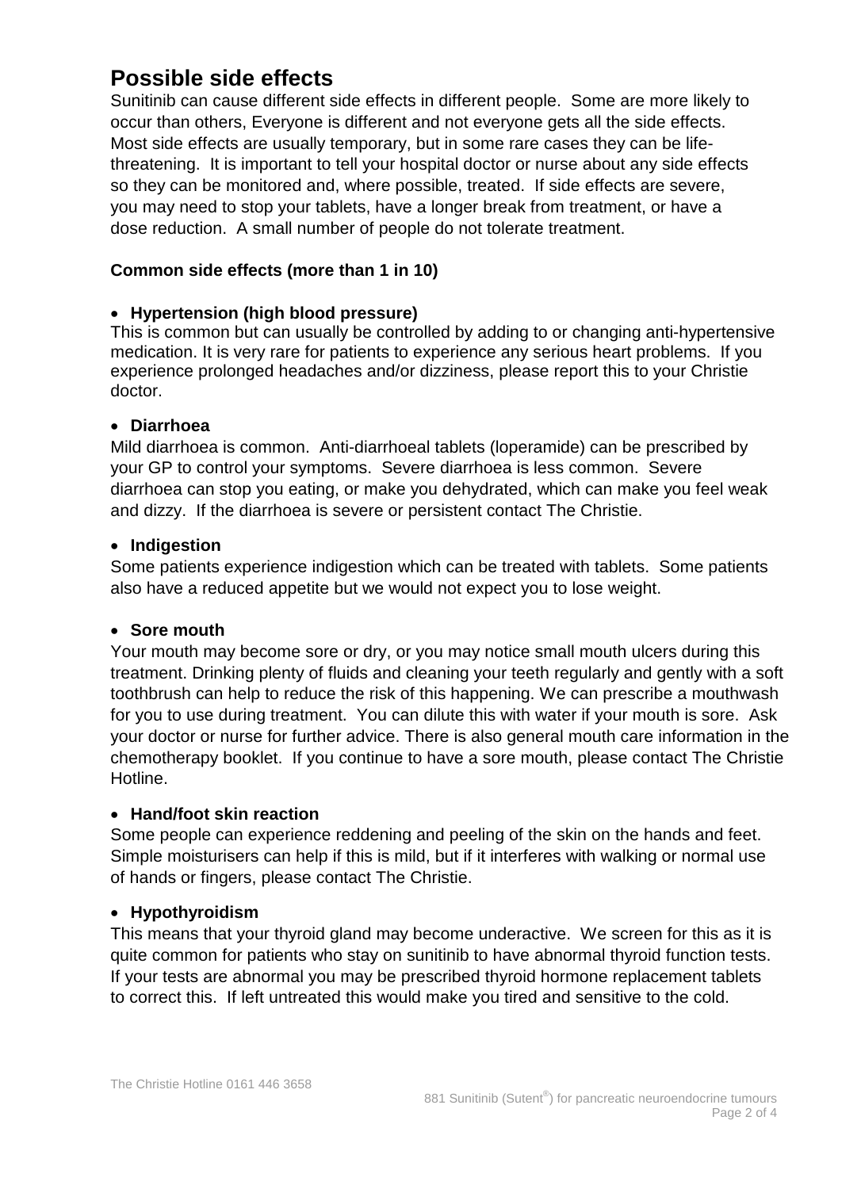# Possible side effects

Sunitinib can cause different side effects in different people. Some are more likely to occur than others, Everyone is different and not everyone gets all the side effects. Most side effects are usually temporary, but in some rare cases they can be life-threatening. It is important to tell your hospital doctor or nurse about any side effects so they can be monitored and, where possible, treated. If side effects are severe, you may need to stop your tablets, have a longer break from treatment, or have a dose reduction. A small number of people do not tolerate treatment.

**Common side effects (more than 1 in 10)**

- **Hypertension (high blood pressure)**

This is common but can usually be controlled by adding to or changing anti-hypertensive medication. It is very rare for patients to experience any serious heart problems. If you experience prolonged headaches and/or dizziness, please report this to your Christie doctor.

- **Diarrhoea**

Mild diarrhoea is common. Anti-diarrhoeal tablets (loperamide) can be prescribed by your GP to control your symptoms. Severe diarrhoea is less common. Severe diarrhoea can stop you eating, or make you dehydrated, which can make you feel weak and dizzy. If the diarrhoea is severe or persistent contact The Christie.

- **Indigestion**

Some patients experience indigestion which can be treated with tablets. Some patients also have a reduced appetite but we would not expect you to lose weight.

- **Sore mouth**

Your mouth may become sore or dry, or you may notice small mouth ulcers during this treatment. Drinking plenty of fluids and cleaning your teeth regularly and gently with a soft toothbrush can help to reduce the risk of this happening. We can prescribe a mouthwash for you to use during treatment. You can dilute this with water if your mouth is sore. Ask your doctor or nurse for further advice. There is also general mouth care information in the chemotherapy booklet. If you continue to have a sore mouth, please contact The Christie Hotline.

- **Hand/foot skin reaction**

Some people can experience reddening and peeling of the skin on the hands and feet. Simple moisturisers can help if this is mild, but if it interferes with walking or normal use of hands or fingers, please contact The Christie.

- **Hypothyroidism**

This means that your thyroid gland may become underactive. We screen for this as it is quite common for patients who stay on sunitinib to have abnormal thyroid function tests. If your tests are abnormal you may be prescribed thyroid hormone replacement tablets to correct this. If left untreated this would make you tired and sensitive to the cold.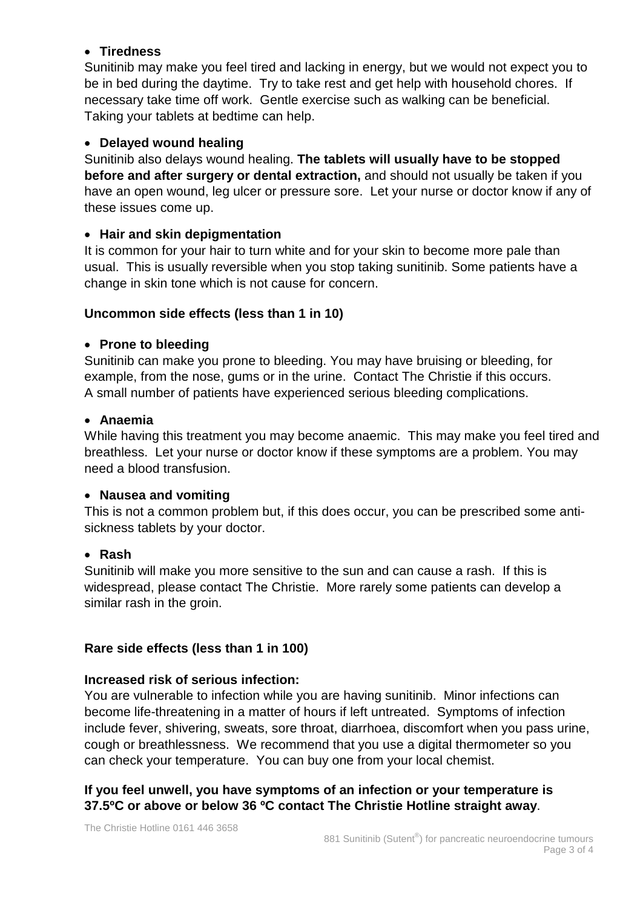- **Tiredness**

Sunitinib may make you feel tired and lacking in energy, but we would not expect you to be in bed during the daytime. Try to take rest and get help with household chores. If necessary take time off work. Gentle exercise such as walking can be beneficial. Taking your tablets at bedtime can help.

- **Delayed wound healing**

Sunitinib also delays wound healing. **The tablets will usually have to be stopped before and after surgery or dental extraction,** and should not usually be taken if you have an open wound, leg ulcer or pressure sore. Let your nurse or doctor know if any of these issues come up.

- **Hair and skin depigmentation**

It is common for your hair to turn white and for your skin to become more pale than usual. This is usually reversible when you stop taking sunitinib. Some patients have a change in skin tone which is not cause for concern.

### Uncommon side effects (less than 1 in 10)

- **Prone to bleeding**

Sunitinib can make you prone to bleeding. You may have bruising or bleeding, for example, from the nose, gums or in the urine. Contact The Christie if this occurs. A small number of patients have experienced serious bleeding complications.

- **Anaemia**

While having this treatment you may become anaemic. This may make you feel tired and breathless. Let your nurse or doctor know if these symptoms are a problem. You may need a blood transfusion.

- **Nausea and vomiting**

This is not a common problem but, if this does occur, you can be prescribed some anti-sickness tablets by your doctor.

- **Rash**

Sunitinib will make you more sensitive to the sun and can cause a rash. If this is widespread, please contact The Christie. More rarely some patients can develop a similar rash in the groin.

### Rare side effects (less than 1 in 100)

**Increased risk of serious infection:**

You are vulnerable to infection while you are having sunitinib. Minor infections can become life-threatening in a matter of hours if left untreated. Symptoms of infection include fever, shivering, sweats, sore throat, diarrhoea, discomfort when you pass urine, cough or breathlessness. We recommend that you use a digital thermometer so you can check your temperature. You can buy one from your local chemist.

**If you feel unwell, you have symptoms of an infection or your temperature is 37.5ºC or above or below 36 ºC contact The Christie Hotline straight away**.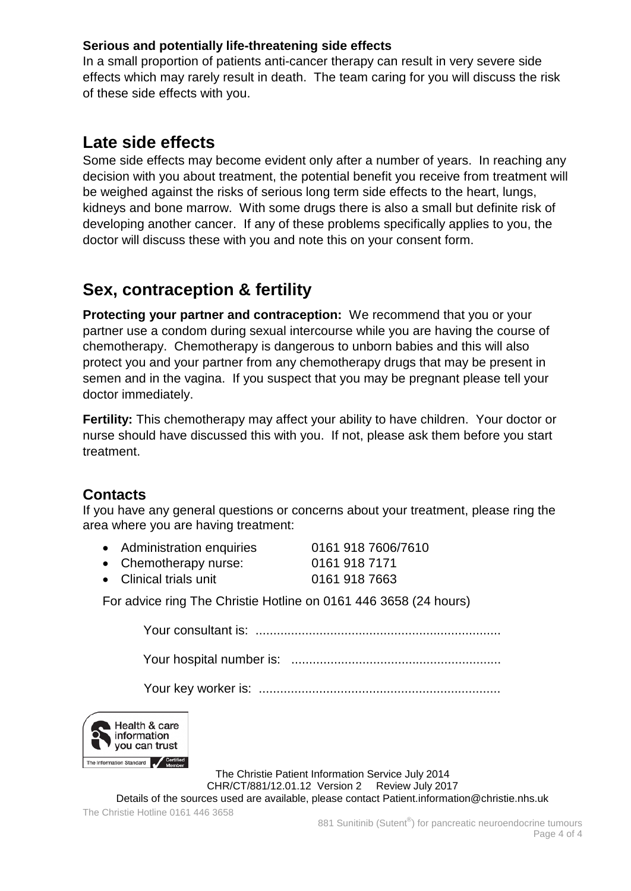**Serious and potentially life-threatening side effects**

In a small proportion of patients anti-cancer therapy can result in very severe side effects which may rarely result in death. The team caring for you will discuss the risk of these side effects with you.

## Late side effects

Some side effects may become evident only after a number of years. In reaching any decision with you about treatment, the potential benefit you receive from treatment will be weighed against the risks of serious long term side effects to the heart, lungs, kidneys and bone marrow. With some drugs there is also a small but definite risk of developing another cancer. If any of these problems specifically applies to you, the doctor will discuss these with you and note this on your consent form.

## Sex, contraception & fertility

**Protecting your partner and contraception:** We recommend that you or your partner use a condom during sexual intercourse while you are having the course of chemotherapy. Chemotherapy is dangerous to unborn babies and this will also protect you and your partner from any chemotherapy drugs that may be present in semen and in the vagina. If you suspect that you may be pregnant please tell your doctor immediately.

**Fertility:** This chemotherapy may affect your ability to have children. Your doctor or nurse should have discussed this with you. If not, please ask them before you start treatment.

### Contacts

If you have any general questions or concerns about your treatment, please ring the area where you are having treatment:

- Administration enquiries 0161 918 7606/7610
- Chemotherapy nurse: 0161 918 7171
- Clinical trials unit 0161 918 7663

For advice ring The Christie Hotline on 0161 446 3658 (24 hours)

Your consultant is: ....................................................................

Your hospital number is: ..........................................................

Your key worker is: ...................................................................

Health & care information you can trust
The Information Standard Certified Member

The Christie Patient Information Service July 2014
CHR/CT/881/12.01.12 Version 2 Review July 2017
Details of the sources used are available, please contact Patient.information@christie.nhs.uk